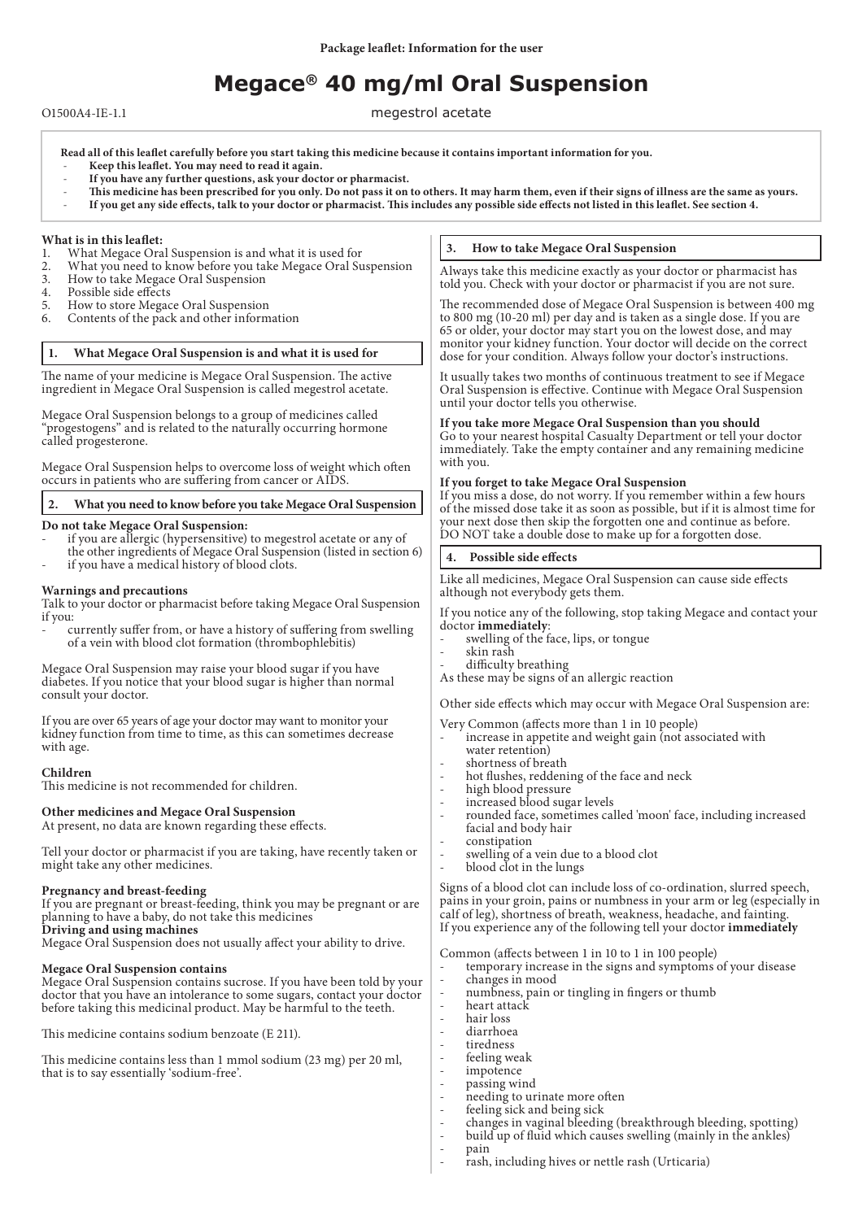Package leaflet: Information for the user

# Megace® 40 mg/ml Oral Suspension

O1500A4-IE-1.1

megestrol acetate

**Read all of this leaflet carefully before you start taking this medicine because it contains important information for you.**
- **Keep this leaflet. You may need to read it again.**
- **If you have any further questions, ask your doctor or pharmacist.**
- **This medicine has been prescribed for you only. Do not pass it on to others. It may harm them, even if their signs of illness are the same as yours.**
- **If you get any side effects, talk to your doctor or pharmacist. This includes any possible side effects not listed in this leaflet. See section 4.**

**What is in this leaflet:**
1. What Megace Oral Suspension is and what it is used for
2. What you need to know before you take Megace Oral Suspension
3. How to take Megace Oral Suspension
4. Possible side effects
5. How to store Megace Oral Suspension
6. Contents of the pack and other information

## 1. What Megace Oral Suspension is and what it is used for

The name of your medicine is Megace Oral Suspension. The active ingredient in Megace Oral Suspension is called megestrol acetate.

Megace Oral Suspension belongs to a group of medicines called "progestogens" and is related to the naturally occurring hormone called progesterone.

Megace Oral Suspension helps to overcome loss of weight which often occurs in patients who are suffering from cancer or AIDS.

## 2. What you need to know before you take Megace Oral Suspension

**Do not take Megace Oral Suspension:**
- if you are allergic (hypersensitive) to megestrol acetate or any of the other ingredients of Megace Oral Suspension (listed in section 6)
- if you have a medical history of blood clots.

**Warnings and precautions**

Talk to your doctor or pharmacist before taking Megace Oral Suspension if you:
- currently suffer from, or have a history of suffering from swelling of a vein with blood clot formation (thrombophlebitis)

Megace Oral Suspension may raise your blood sugar if you have diabetes. If you notice that your blood sugar is higher than normal consult your doctor.

If you are over 65 years of age your doctor may want to monitor your kidney function from time to time, as this can sometimes decrease with age.

**Children**

This medicine is not recommended for children.

**Other medicines and Megace Oral Suspension**

At present, no data are known regarding these effects.

Tell your doctor or pharmacist if you are taking, have recently taken or might take any other medicines.

**Pregnancy and breast-feeding**

If you are pregnant or breast-feeding, think you may be pregnant or are planning to have a baby, do not take this medicines

**Driving and using machines**

Megace Oral Suspension does not usually affect your ability to drive.

**Megace Oral Suspension contains**

Megace Oral Suspension contains sucrose. If you have been told by your doctor that you have an intolerance to some sugars, contact your doctor before taking this medicinal product. May be harmful to the teeth.

This medicine contains sodium benzoate (E 211).

This medicine contains less than 1 mmol sodium (23 mg) per 20 ml, that is to say essentially 'sodium-free'.

## 3. How to take Megace Oral Suspension

Always take this medicine exactly as your doctor or pharmacist has told you. Check with your doctor or pharmacist if you are not sure.

The recommended dose of Megace Oral Suspension is between 400 mg to 800 mg (10-20 ml) per day and is taken as a single dose. If you are 65 or older, your doctor may start you on the lowest dose, and may monitor your kidney function. Your doctor will decide on the correct dose for your condition. Always follow your doctor's instructions.

It usually takes two months of continuous treatment to see if Megace Oral Suspension is effective. Continue with Megace Oral Suspension until your doctor tells you otherwise.

**If you take more Megace Oral Suspension than you should**

Go to your nearest hospital Casualty Department or tell your doctor immediately. Take the empty container and any remaining medicine with you.

**If you forget to take Megace Oral Suspension**

If you miss a dose, do not worry. If you remember within a few hours of the missed dose take it as soon as possible, but if it is almost time for your next dose then skip the forgotten one and continue as before. DO NOT take a double dose to make up for a forgotten dose.

## 4. Possible side effects

Like all medicines, Megace Oral Suspension can cause side effects although not everybody gets them.

If you notice any of the following, stop taking Megace and contact your doctor **immediately**:
- swelling of the face, lips, or tongue
- skin rash
- difficulty breathing

As these may be signs of an allergic reaction

Other side effects which may occur with Megace Oral Suspension are:

Very Common (affects more than 1 in 10 people)
- increase in appetite and weight gain (not associated with water retention)
- shortness of breath
- hot flushes, reddening of the face and neck
- high blood pressure
- increased blood sugar levels
- rounded face, sometimes called 'moon' face, including increased facial and body hair
- constipation
- swelling of a vein due to a blood clot
- blood clot in the lungs

Signs of a blood clot can include loss of co-ordination, slurred speech, pains in your groin, pains or numbness in your arm or leg (especially in calf of leg), shortness of breath, weakness, headache, and fainting. If you experience any of the following tell your doctor **immediately**

Common (affects between 1 in 10 to 1 in 100 people)
- temporary increase in the signs and symptoms of your disease
- changes in mood
- numbness, pain or tingling in fingers or thumb
- heart attack
- hair loss
- diarrhoea
- tiredness
- feeling weak
- impotence
- passing wind
- needing to urinate more often
- feeling sick and being sick
- changes in vaginal bleeding (breakthrough bleeding, spotting)
- build up of fluid which causes swelling (mainly in the ankles)
- pain
- rash, including hives or nettle rash (Urticaria)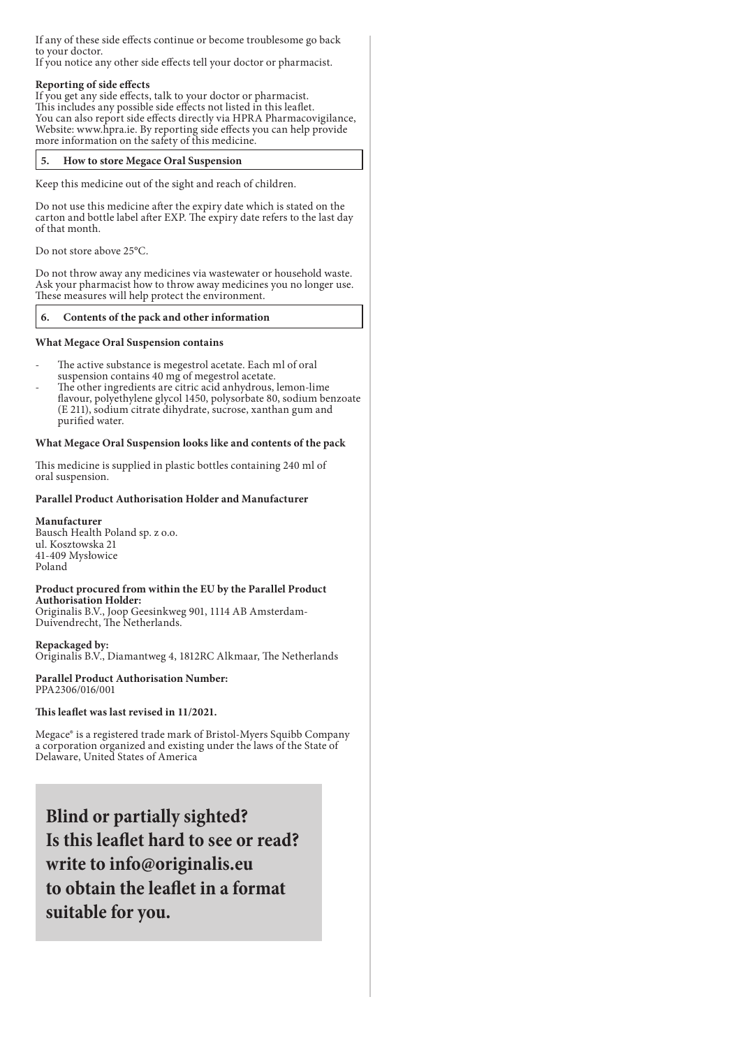If any of these side effects continue or become troublesome go back to your doctor.
If you notice any other side effects tell your doctor or pharmacist.

**Reporting of side effects**
If you get any side effects, talk to your doctor or pharmacist. This includes any possible side effects not listed in this leaflet. You can also report side effects directly via HPRA Pharmacovigilance, Website: www.hpra.ie. By reporting side effects you can help provide more information on the safety of this medicine.

## 5. How to store Megace Oral Suspension

Keep this medicine out of the sight and reach of children.

Do not use this medicine after the expiry date which is stated on the carton and bottle label after EXP. The expiry date refers to the last day of that month.

Do not store above 25°C.

Do not throw away any medicines via wastewater or household waste. Ask your pharmacist how to throw away medicines you no longer use. These measures will help protect the environment.

## 6. Contents of the pack and other information

**What Megace Oral Suspension contains**

- The active substance is megestrol acetate. Each ml of oral suspension contains 40 mg of megestrol acetate.
- The other ingredients are citric acid anhydrous, lemon-lime flavour, polyethylene glycol 1450, polysorbate 80, sodium benzoate (E 211), sodium citrate dihydrate, sucrose, xanthan gum and purified water.

**What Megace Oral Suspension looks like and contents of the pack**

This medicine is supplied in plastic bottles containing 240 ml of oral suspension.

**Parallel Product Authorisation Holder and Manufacturer**

**Manufacturer**
Bausch Health Poland sp. z o.o.
ul. Kosztowska 21
41-409 Mysłowice
Poland

**Product procured from within the EU by the Parallel Product Authorisation Holder:**
Originalis B.V., Joop Geesinkweg 901, 1114 AB Amsterdam-Duivendrecht, The Netherlands.

**Repackaged by:**
Originalis B.V., Diamantweg 4, 1812RC Alkmaar, The Netherlands

**Parallel Product Authorisation Number:**
PPA2306/016/001

**This leaflet was last revised in 11/2021.**

Megace® is a registered trade mark of Bristol-Myers Squibb Company a corporation organized and existing under the laws of the State of Delaware, United States of America

**Blind or partially sighted?**
**Is this leaflet hard to see or read?**
**write to info@originalis.eu**
**to obtain the leaflet in a format**
**suitable for you.**